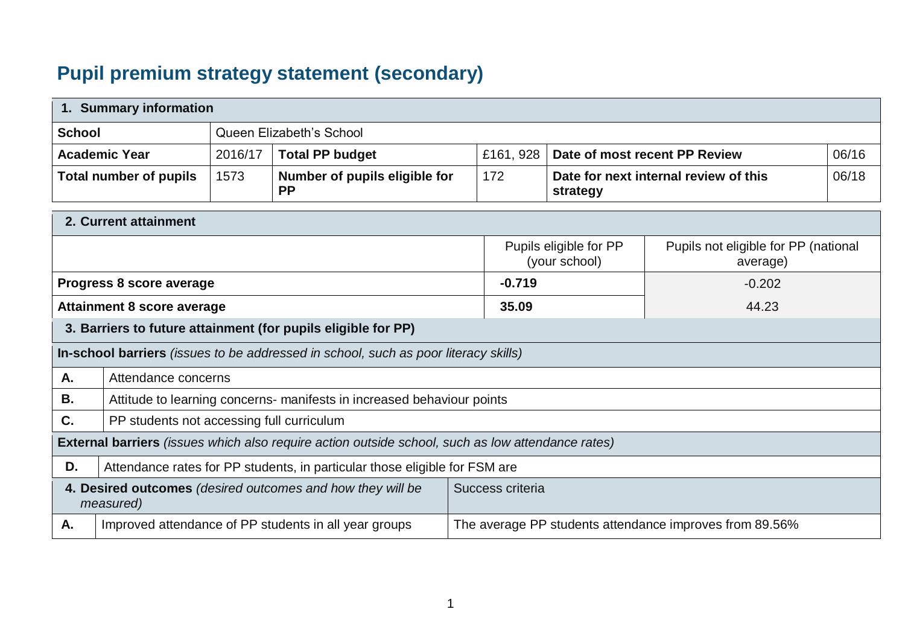# Pupil premium strategy statement (secondary)

| 1. Summary information | | | | | |
|---|---|---|---|---|---|
| **School** | Queen Elizabeth's School | | | | |
| **Academic Year** | 2016/17 | **Total PP budget** | £161, 928 | **Date of most recent PP Review** | 06/16 |
| **Total number of pupils** | 1573 | **Number of pupils eligible for PP** | 172 | **Date for next internal review of this strategy** | 06/18 |

| 2. Current attainment | | |
|---|---|---|
| | Pupils eligible for PP (your school) | Pupils not eligible for PP (national average) |
| **Progress 8 score average** | **-0.719** | -0.202 |
| **Attainment 8 score average** | **35.09** | 44.23 |

| 3. Barriers to future attainment (for pupils eligible for PP) | |
|---|---|
| **In-school barriers** *(issues to be addressed in school, such as poor literacy skills)* | |
| **A.** | Attendance concerns |
| **B.** | Attitude to learning concerns- manifests in increased behaviour points |
| **C.** | PP students not accessing full curriculum |
| **External barriers** *(issues which also require action outside school, such as low attendance rates)* | |
| **D.** | Attendance rates for PP students, in particular those eligible for FSM are |

| 4. Desired outcomes *(desired outcomes and how they will be measured)* | | Success criteria |
|---|---|---|
| **A.** | Improved attendance of PP students in all year groups | The average PP students attendance improves from 89.56% |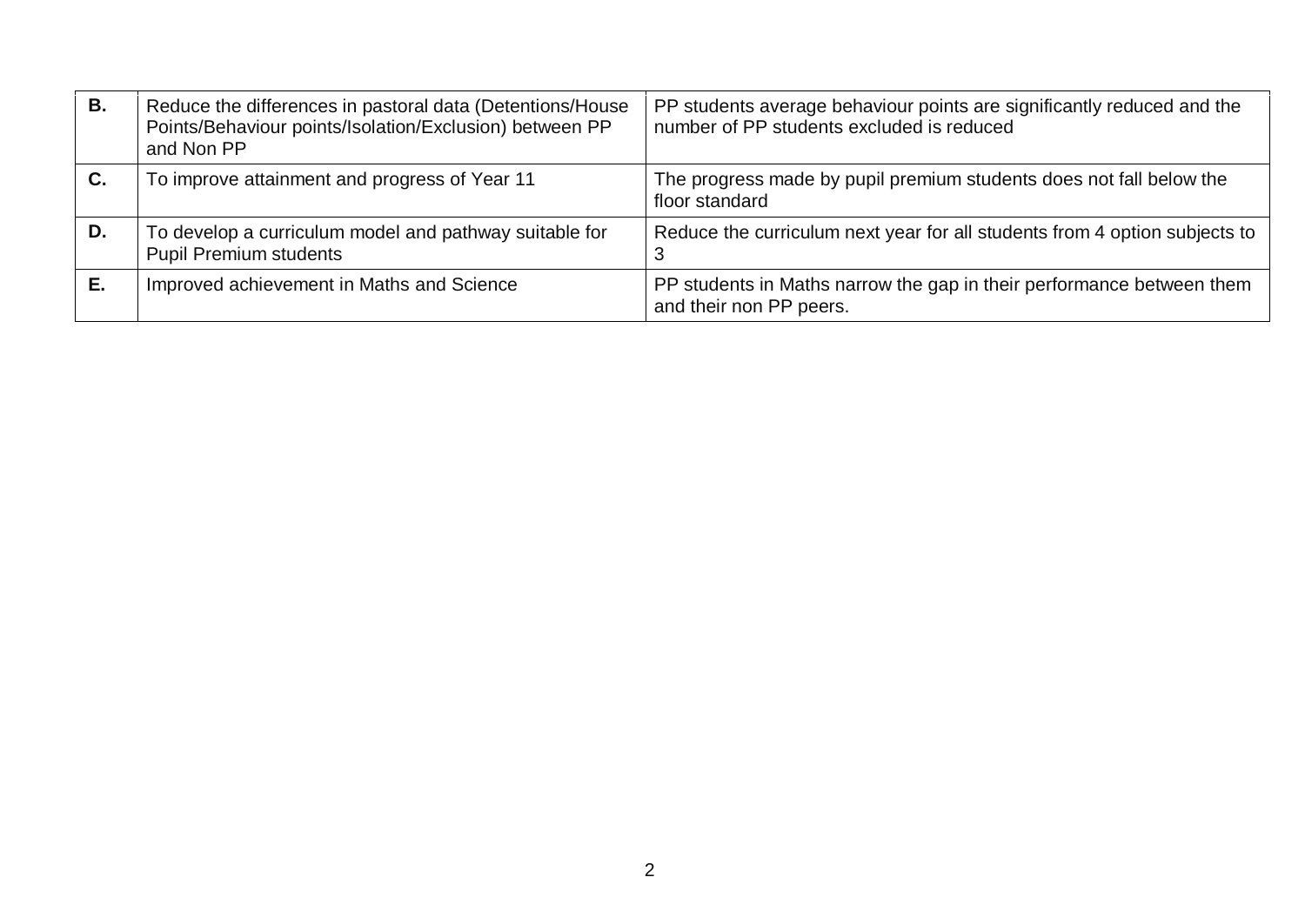| | | |
|---|---|---|
| **B.** | Reduce the differences in pastoral data (Detentions/House Points/Behaviour points/Isolation/Exclusion) between PP and Non PP | PP students average behaviour points are significantly reduced and the number of PP students excluded is reduced |
| **C.** | To improve attainment and progress of Year 11 | The progress made by pupil premium students does not fall below the floor standard |
| **D.** | To develop a curriculum model and pathway suitable for Pupil Premium students | Reduce the curriculum next year for all students from 4 option subjects to 3 |
| **E.** | Improved achievement in Maths and Science | PP students in Maths narrow the gap in their performance between them and their non PP peers. |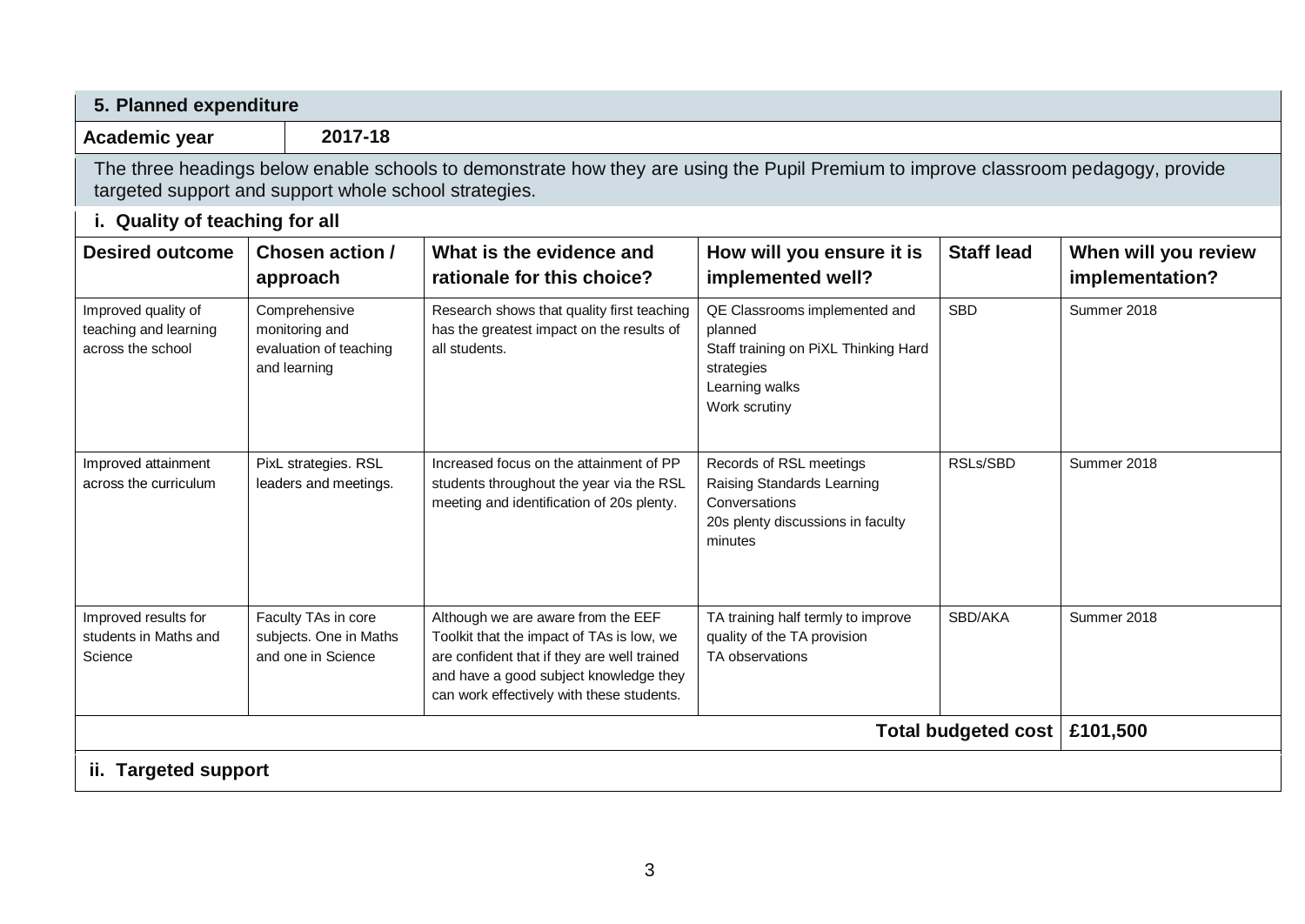## 5. Planned expenditure

**Academic year** | **2017-18**

The three headings below enable schools to demonstrate how they are using the Pupil Premium to improve classroom pedagogy, provide targeted support and support whole school strategies.

### i. Quality of teaching for all

| Desired outcome | Chosen action / approach | What is the evidence and rationale for this choice? | How will you ensure it is implemented well? | Staff lead | When will you review implementation? |
|---|---|---|---|---|---|
| Improved quality of teaching and learning across the school | Comprehensive monitoring and evaluation of teaching and learning | Research shows that quality first teaching has the greatest impact on the results of all students. | QE Classrooms implemented and planned<br>Staff training on PiXL Thinking Hard strategies<br>Learning walks<br>Work scrutiny | SBD | Summer 2018 |
| Improved attainment across the curriculum | PixL strategies. RSL leaders and meetings. | Increased focus on the attainment of PP students throughout the year via the RSL meeting and identification of 20s plenty. | Records of RSL meetings<br>Raising Standards Learning Conversations<br>20s plenty discussions in faculty minutes | RSLs/SBD | Summer 2018 |
| Improved results for students in Maths and Science | Faculty TAs in core subjects. One in Maths and one in Science | Although we are aware from the EEF Toolkit that the impact of TAs is low, we are confident that if they are well trained and have a good subject knowledge they can work effectively with these students. | TA training half termly to improve quality of the TA provision<br>TA observations | SBD/AKA | Summer 2018 |
| | | | | **Total budgeted cost** | **£101,500** |

### ii. Targeted support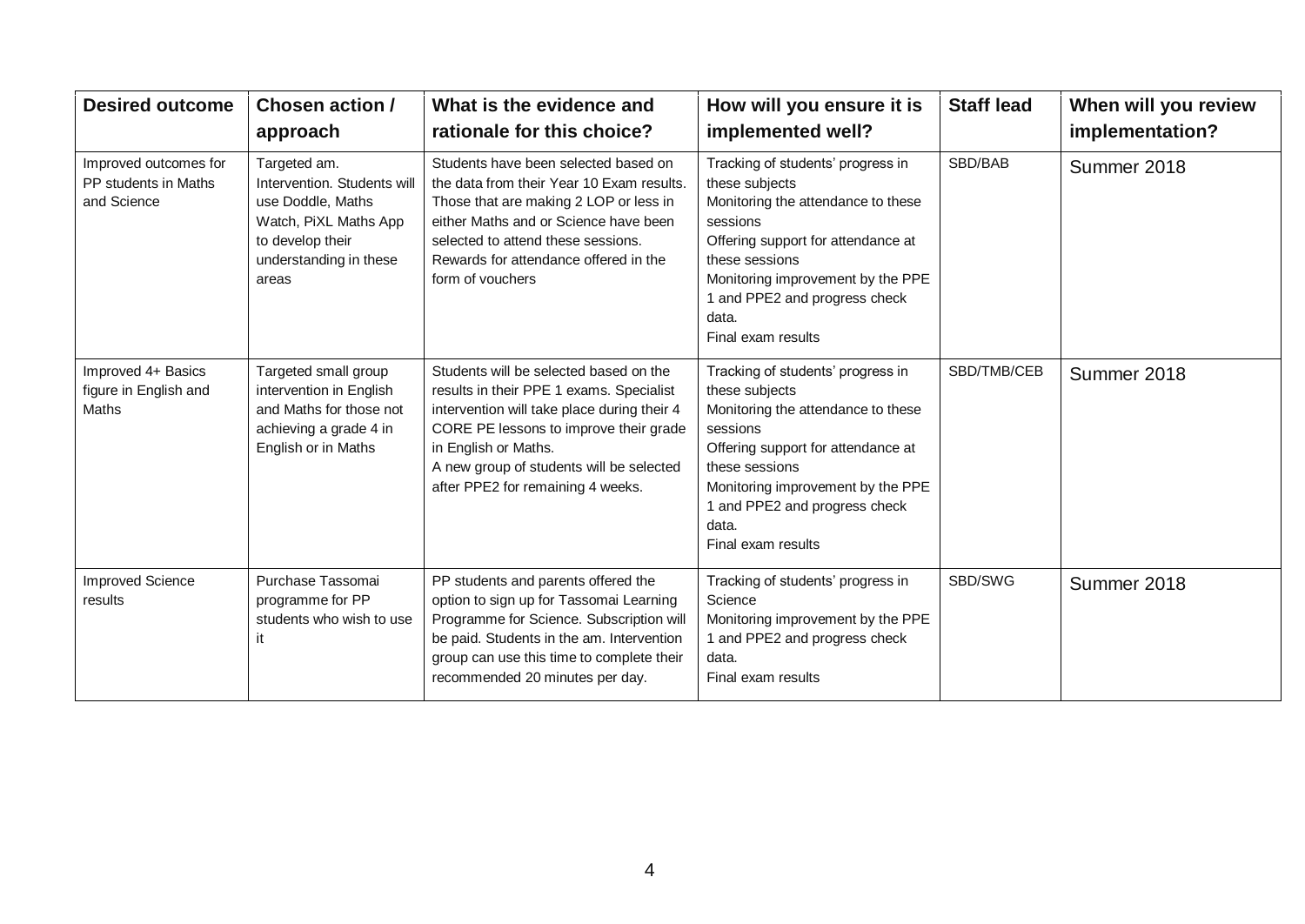| Desired outcome | Chosen action / approach | What is the evidence and rationale for this choice? | How will you ensure it is implemented well? | Staff lead | When will you review implementation? |
|---|---|---|---|---|---|
| Improved outcomes for PP students in Maths and Science | Targeted am. Intervention. Students will use Doddle, Maths Watch, PiXL Maths App to develop their understanding in these areas | Students have been selected based on the data from their Year 10 Exam results. Those that are making 2 LOP or less in either Maths and or Science have been selected to attend these sessions. Rewards for attendance offered in the form of vouchers | Tracking of students' progress in these subjects<br>Monitoring the attendance to these sessions<br>Offering support for attendance at these sessions<br>Monitoring improvement by the PPE 1 and PPE2 and progress check data.<br>Final exam results | SBD/BAB | Summer 2018 |
| Improved 4+ Basics figure in English and Maths | Targeted small group intervention in English and Maths for those not achieving a grade 4 in English or in Maths | Students will be selected based on the results in their PPE 1 exams. Specialist intervention will take place during their 4 CORE PE lessons to improve their grade in English or Maths.<br>A new group of students will be selected after PPE2 for remaining 4 weeks. | Tracking of students' progress in these subjects<br>Monitoring the attendance to these sessions<br>Offering support for attendance at these sessions<br>Monitoring improvement by the PPE 1 and PPE2 and progress check data.<br>Final exam results | SBD/TMB/CEB | Summer 2018 |
| Improved Science results | Purchase Tassomai programme for PP students who wish to use it | PP students and parents offered the option to sign up for Tassomai Learning Programme for Science. Subscription will be paid. Students in the am. Intervention group can use this time to complete their recommended 20 minutes per day. | Tracking of students' progress in Science<br>Monitoring improvement by the PPE 1 and PPE2 and progress check data.<br>Final exam results | SBD/SWG | Summer 2018 |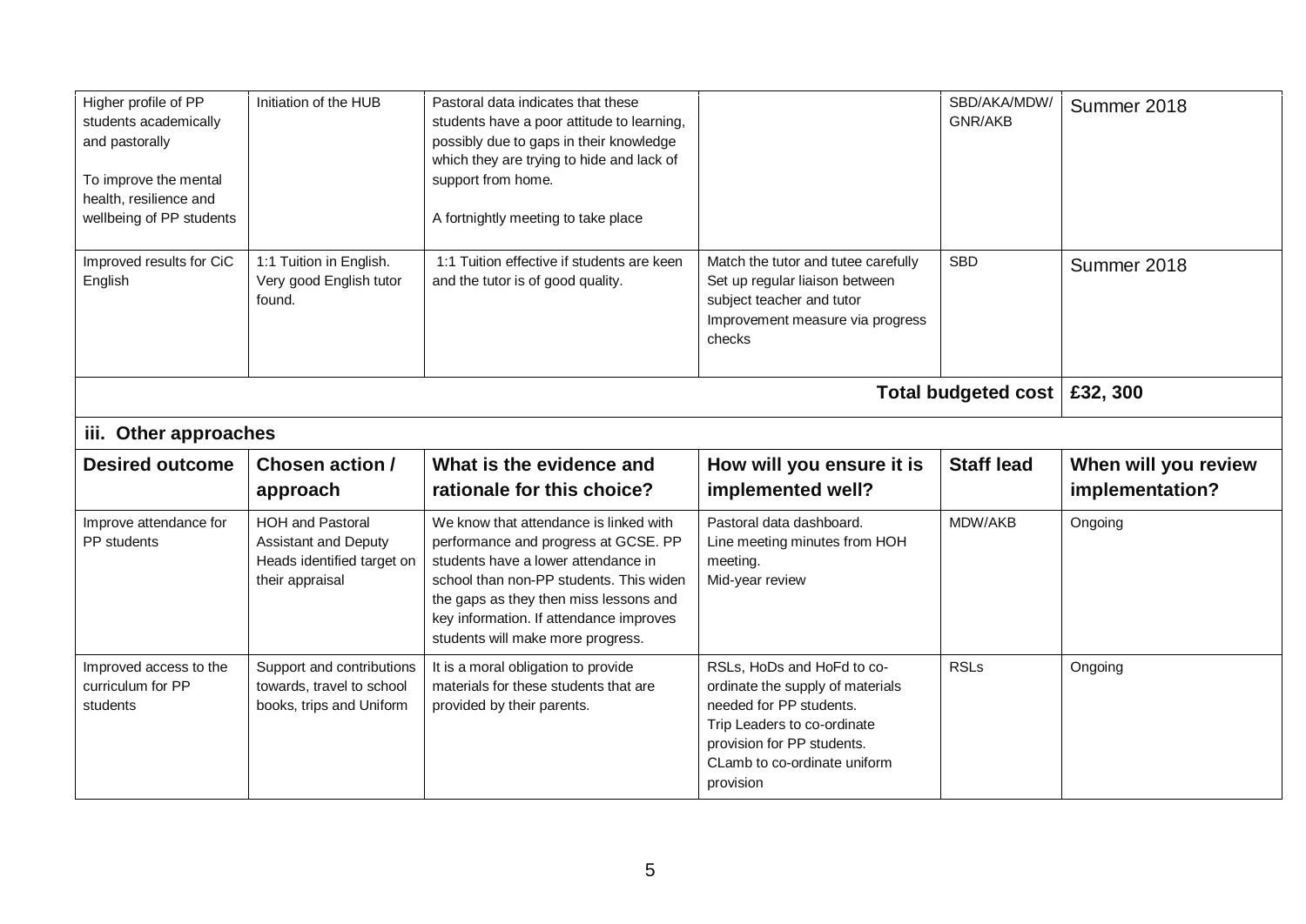| Higher profile of PP students academically and pastorally<br><br>To improve the mental health, resilience and wellbeing of PP students | Initiation of the HUB | Pastoral data indicates that these students have a poor attitude to learning, possibly due to gaps in their knowledge which they are trying to hide and lack of support from home.<br><br>A fortnightly meeting to take place | | SBD/AKA/MDW/ GNR/AKB | Summer 2018 |
|---|---|---|---|---|---|
| Improved results for CiC English | 1:1 Tuition in English. Very good English tutor found. | 1:1 Tuition effective if students are keen and the tutor is of good quality. | Match the tutor and tutee carefully<br>Set up regular liaison between subject teacher and tutor<br>Improvement measure via progress checks | SBD | Summer 2018 |
| | | | | **Total budgeted cost** | **£32, 300** |

### iii. Other approaches

| Desired outcome | Chosen action / approach | What is the evidence and rationale for this choice? | How will you ensure it is implemented well? | Staff lead | When will you review implementation? |
|---|---|---|---|---|---|
| Improve attendance for PP students | HOH and Pastoral Assistant and Deputy Heads identified target on their appraisal | We know that attendance is linked with performance and progress at GCSE. PP students have a lower attendance in school than non-PP students. This widen the gaps as they then miss lessons and key information. If attendance improves students will make more progress. | Pastoral data dashboard.<br>Line meeting minutes from HOH meeting.<br>Mid-year review | MDW/AKB | Ongoing |
| Improved access to the curriculum for PP students | Support and contributions towards, travel to school books, trips and Uniform | It is a moral obligation to provide materials for these students that are provided by their parents. | RSLs, HoDs and HoFd to co-ordinate the supply of materials needed for PP students.<br>Trip Leaders to co-ordinate provision for PP students.<br>CLamb to co-ordinate uniform provision | RSLs | Ongoing |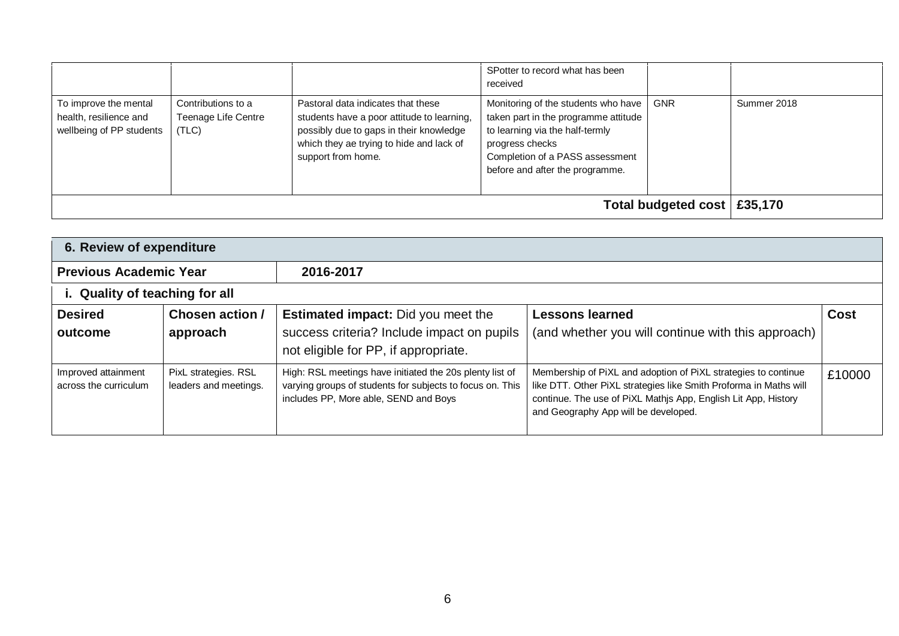| | | | SPotter to record what has been received | | |
|---|---|---|---|---|---|
| To improve the mental health, resilience and wellbeing of PP students | Contributions to a Teenage Life Centre (TLC) | Pastoral data indicates that these students have a poor attitude to learning, possibly due to gaps in their knowledge which they ae trying to hide and lack of support from home. | Monitoring of the students who have taken part in the programme attitude to learning via the half-termly progress checks<br>Completion of a PASS assessment before and after the programme. | GNR | Summer 2018 |
| | | | | **Total budgeted cost** | **£35,170** |

## 6. Review of expenditure

| **Previous Academic Year** | **2016-2017** | | | |
|---|---|---|---|---|
| **i. Quality of teaching for all** | | | | |
| **Desired outcome** | **Chosen action / approach** | **Estimated impact:** Did you meet the success criteria? Include impact on pupils not eligible for PP, if appropriate. | **Lessons learned** (and whether you will continue with this approach) | **Cost** |
| Improved attainment across the curriculum | PixL strategies. RSL leaders and meetings. | High: RSL meetings have initiated the 20s plenty list of varying groups of students for subjects to focus on. This includes PP, More able, SEND and Boys | Membership of PiXL and adoption of PiXL strategies to continue like DTT. Other PiXL strategies like Smith Proforma in Maths will continue. The use of PiXL Mathjs App, English Lit App, History and Geography App will be developed. | £10000 |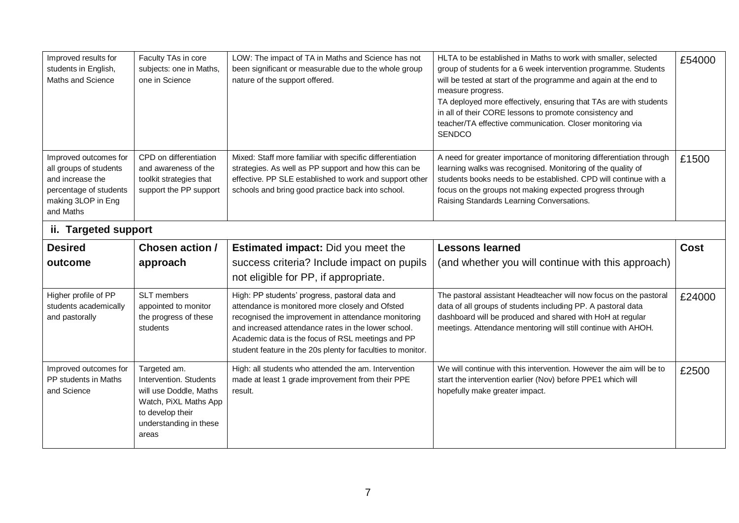| | | | | |
|---|---|---|---|---|
| Improved results for students in English, Maths and Science | Faculty TAs in core subjects: one in Maths, one in Science | LOW: The impact of TA in Maths and Science has not been significant or measurable due to the whole group nature of the support offered. | HLTA to be established in Maths to work with smaller, selected group of students for a 6 week intervention programme. Students will be tested at start of the programme and again at the end to measure progress.<br>TA deployed more effectively, ensuring that TAs are with students in all of their CORE lessons to promote consistency and teacher/TA effective communication. Closer monitoring via SENDCO | £54000 |
| Improved outcomes for all groups of students and increase the percentage of students making 3LOP in Eng and Maths | CPD on differentiation and awareness of the toolkit strategies that support the PP support | Mixed: Staff more familiar with specific differentiation strategies. As well as PP support and how this can be effective. PP SLE established to work and support other schools and bring good practice back into school. | A need for greater importance of monitoring differentiation through learning walks was recognised. Monitoring of the quality of students books needs to be established. CPD will continue with a focus on the groups not making expected progress through Raising Standards Learning Conversations. | £1500 |

## ii. Targeted support

| Desired outcome | Chosen action / approach | Estimated impact: Did you meet the success criteria? Include impact on pupils not eligible for PP, if appropriate. | Lessons learned (and whether you will continue with this approach) | Cost |
|---|---|---|---|---|
| Higher profile of PP students academically and pastorally | SLT members appointed to monitor the progress of these students | High: PP students' progress, pastoral data and attendance is monitored more closely and Ofsted recognised the improvement in attendance monitoring and increased attendance rates in the lower school. Academic data is the focus of RSL meetings and PP student feature in the 20s plenty for faculties to monitor. | The pastoral assistant Headteacher will now focus on the pastoral data of all groups of students including PP. A pastoral data dashboard will be produced and shared with HoH at regular meetings. Attendance mentoring will still continue with AHOH. | £24000 |
| Improved outcomes for PP students in Maths and Science | Targeted am. Intervention. Students will use Doddle, Maths Watch, PiXL Maths App to develop their understanding in these areas | High: all students who attended the am. Intervention made at least 1 grade improvement from their PPE result. | We will continue with this intervention. However the aim will be to start the intervention earlier (Nov) before PPE1 which will hopefully make greater impact. | £2500 |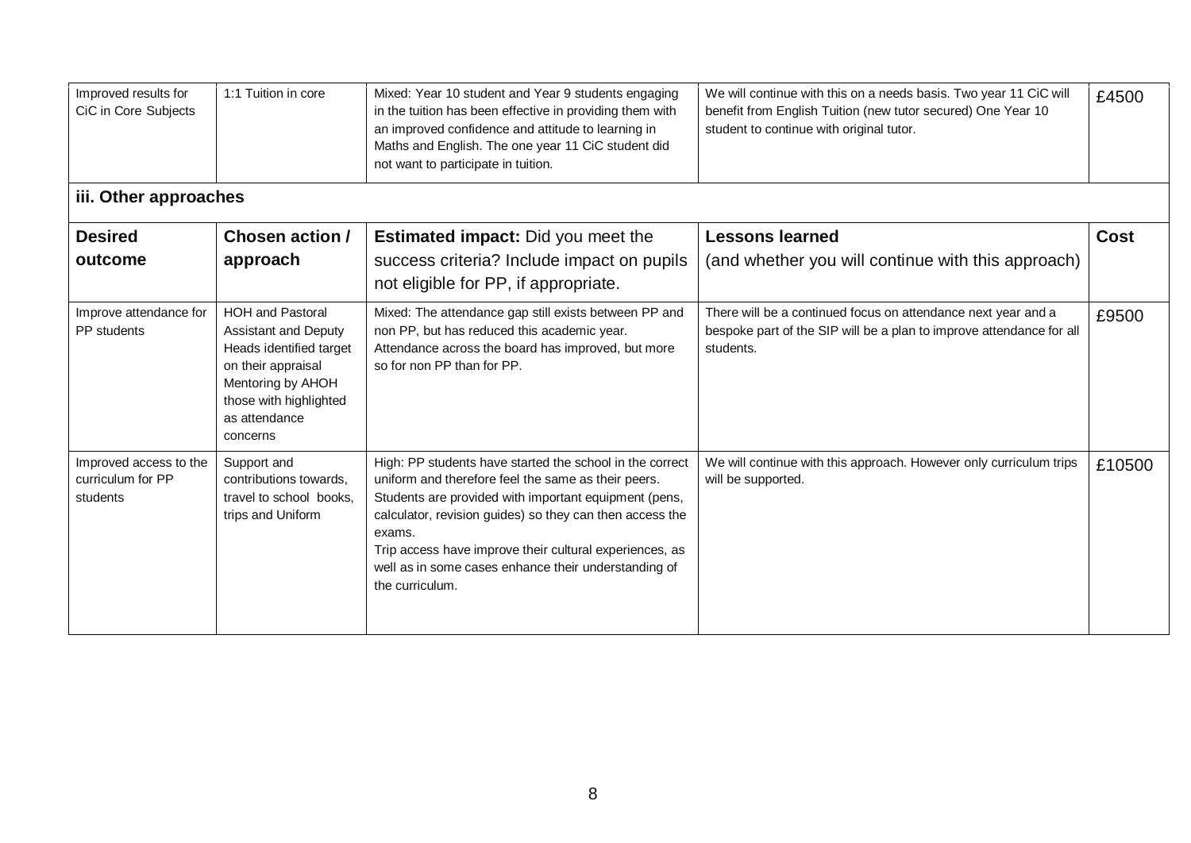| Improved results for CiC in Core Subjects | 1:1 Tuition in core | Mixed: Year 10 student and Year 9 students engaging in the tuition has been effective in providing them with an improved confidence and attitude to learning in Maths and English. The one year 11 CiC student did not want to participate in tuition. | We will continue with this on a needs basis. Two year 11 CiC will benefit from English Tuition (new tutor secured) One Year 10 student to continue with original tutor. | £4500 |
|---|---|---|---|---|

### iii. Other approaches

| Desired outcome | Chosen action / approach | **Estimated impact:** Did you meet the success criteria? Include impact on pupils not eligible for PP, if appropriate. | **Lessons learned** (and whether you will continue with this approach) | Cost |
|---|---|---|---|---|
| Improve attendance for PP students | HOH and Pastoral Assistant and Deputy Heads identified target on their appraisal Mentoring by AHOH those with highlighted as attendance concerns | Mixed: The attendance gap still exists between PP and non PP, but has reduced this academic year. Attendance across the board has improved, but more so for non PP than for PP. | There will be a continued focus on attendance next year and a bespoke part of the SIP will be a plan to improve attendance for all students. | £9500 |
| Improved access to the curriculum for PP students | Support and contributions towards, travel to school books, trips and Uniform | High: PP students have started the school in the correct uniform and therefore feel the same as their peers. Students are provided with important equipment (pens, calculator, revision guides) so they can then access the exams. Trip access have improve their cultural experiences, as well as in some cases enhance their understanding of the curriculum. | We will continue with this approach. However only curriculum trips will be supported. | £10500 |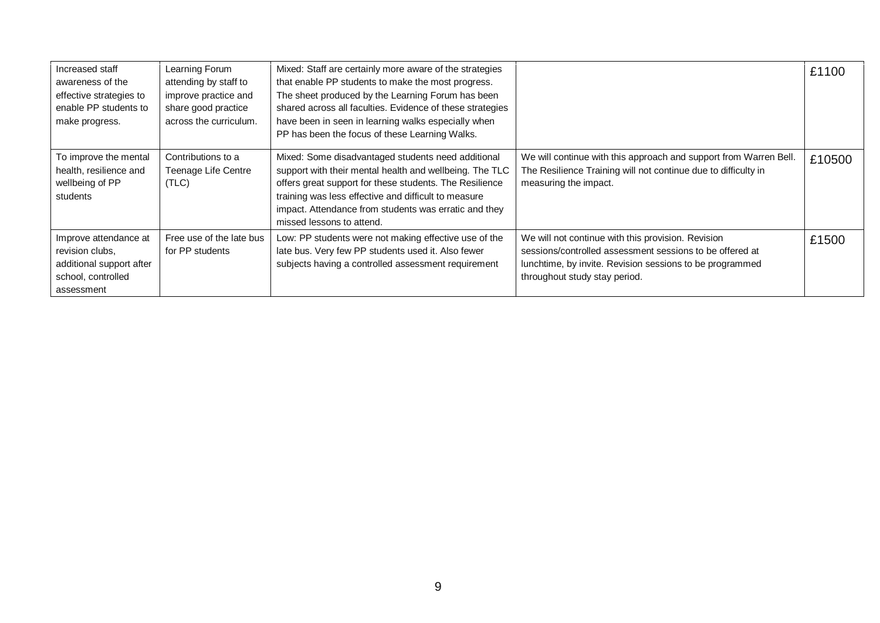| | | | | |
|---|---|---|---|---|
| Increased staff awareness of the effective strategies to enable PP students to make progress. | Learning Forum attending by staff to improve practice and share good practice across the curriculum. | Mixed: Staff are certainly more aware of the strategies that enable PP students to make the most progress. The sheet produced by the Learning Forum has been shared across all faculties. Evidence of these strategies have been in seen in learning walks especially when PP has been the focus of these Learning Walks. | | £1100 |
| To improve the mental health, resilience and wellbeing of PP students | Contributions to a Teenage Life Centre (TLC) | Mixed: Some disadvantaged students need additional support with their mental health and wellbeing. The TLC offers great support for these students. The Resilience training was less effective and difficult to measure impact. Attendance from students was erratic and they missed lessons to attend. | We will continue with this approach and support from Warren Bell. The Resilience Training will not continue due to difficulty in measuring the impact. | £10500 |
| Improve attendance at revision clubs, additional support after school, controlled assessment | Free use of the late bus for PP students | Low: PP students were not making effective use of the late bus. Very few PP students used it. Also fewer subjects having a controlled assessment requirement | We will not continue with this provision. Revision sessions/controlled assessment sessions to be offered at lunchtime, by invite. Revision sessions to be programmed throughout study stay period. | £1500 |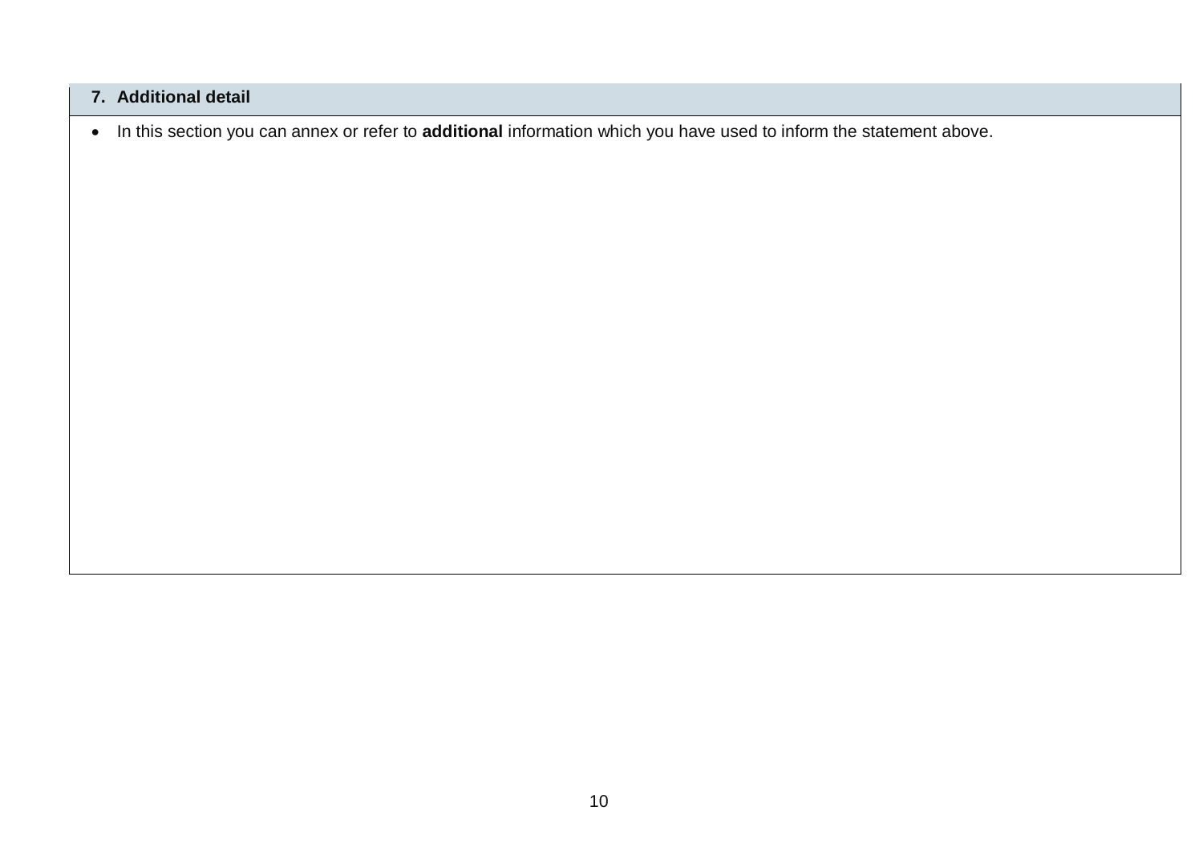| 7. **Additional detail** |
| --- |
| • In this section you can annex or refer to **additional** information which you have used to inform the statement above. |